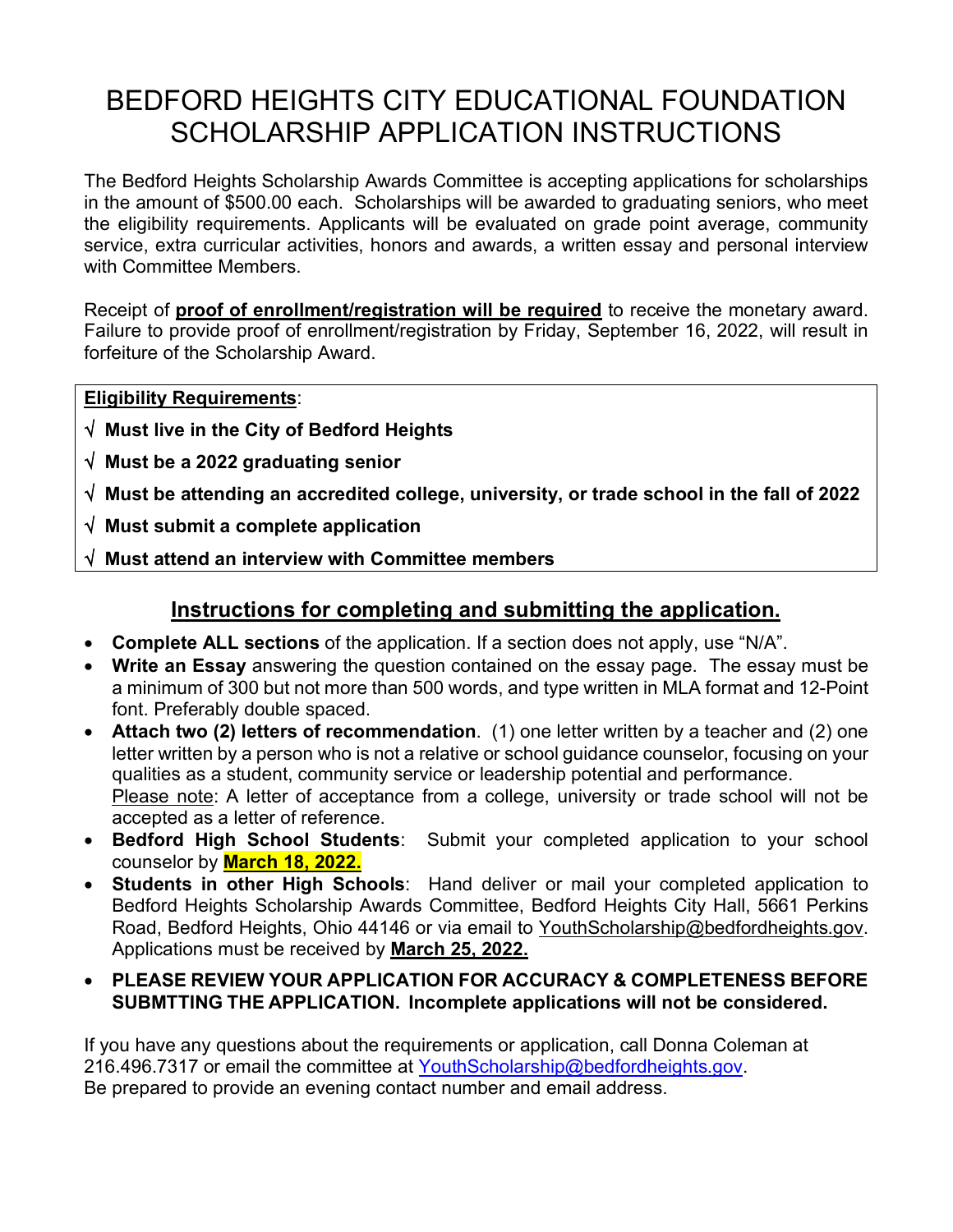# BEDFORD HEIGHTS CITY EDUCATIONAL FOUNDATION SCHOLARSHIP APPLICATION INSTRUCTIONS

The Bedford Heights Scholarship Awards Committee is accepting applications for scholarships in the amount of $500.00 each. Scholarships will be awarded to graduating seniors, who meet the eligibility requirements. Applicants will be evaluated on grade point average, community service, extra curricular activities, honors and awards, a written essay and personal interview with Committee Members.

Receipt of **proof of enrollment/registration will be required** to receive the monetary award. Failure to provide proof of enrollment/registration by Friday, September 16, 2022, will result in forfeiture of the Scholarship Award.

**Eligibility Requirements**:

√ **Must live in the City of Bedford Heights**

√ **Must be a 2022 graduating senior**

√ **Must be attending an accredited college, university, or trade school in the fall of 2022**

√ **Must submit a complete application**

√ **Must attend an interview with Committee members**

## Instructions for completing and submitting the application.

- **Complete ALL sections** of the application. If a section does not apply, use "N/A".
- **Write an Essay** answering the question contained on the essay page. The essay must be a minimum of 300 but not more than 500 words, and type written in MLA format and 12-Point font. Preferably double spaced.
- **Attach two (2) letters of recommendation**. (1) one letter written by a teacher and (2) one letter written by a person who is not a relative or school guidance counselor, focusing on your qualities as a student, community service or leadership potential and performance.
  Please note: A letter of acceptance from a college, university or trade school will not be accepted as a letter of reference.
- **Bedford High School Students**: Submit your completed application to your school counselor by **March 18, 2022.**
- **Students in other High Schools**: Hand deliver or mail your completed application to Bedford Heights Scholarship Awards Committee, Bedford Heights City Hall, 5661 Perkins Road, Bedford Heights, Ohio 44146 or via email to YouthScholarship@bedfordheights.gov. Applications must be received by **March 25, 2022.**
- **PLEASE REVIEW YOUR APPLICATION FOR ACCURACY & COMPLETENESS BEFORE SUBMTTING THE APPLICATION. Incomplete applications will not be considered.**

If you have any questions about the requirements or application, call Donna Coleman at 216.496.7317 or email the committee at YouthScholarship@bedfordheights.gov.
Be prepared to provide an evening contact number and email address.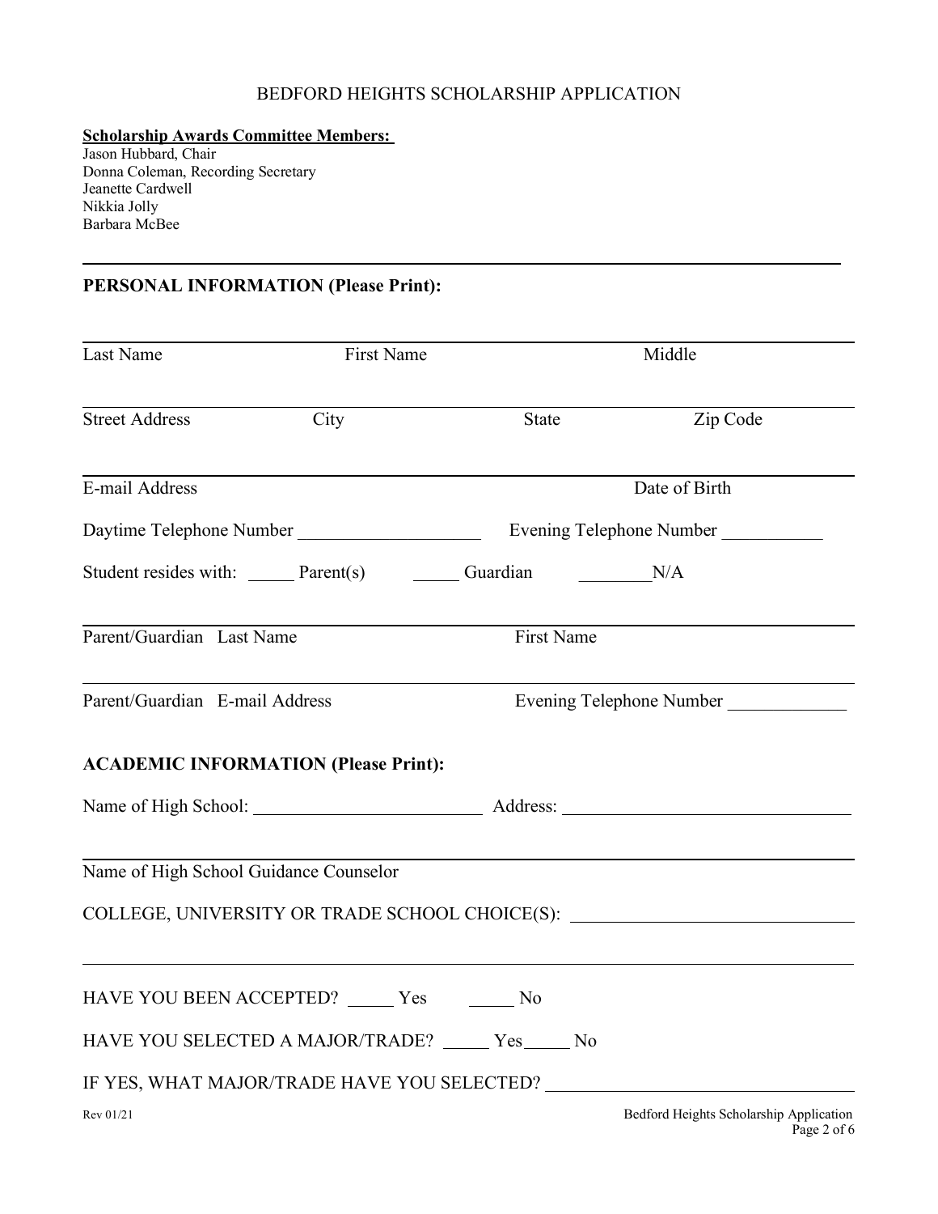BEDFORD HEIGHTS SCHOLARSHIP APPLICATION

**Scholarship Awards Committee Members:**
Jason Hubbard, Chair
Donna Coleman, Recording Secretary
Jeanette Cardwell
Nikkia Jolly
Barbara McBee

---

## PERSONAL INFORMATION (Please Print):

_______________________________________________
Last Name          First Name          Middle

_______________________________________________
Street Address          City          State          Zip Code

_______________________________________________
E-mail Address          Date of Birth

Daytime Telephone Number ___________________     Evening Telephone Number ___________

Student resides with: _____ Parent(s)     _____ Guardian     ________N/A

_______________________________________________
Parent/Guardian Last Name          First Name

_______________________________________________
Parent/Guardian E-mail Address          Evening Telephone Number _____________

## ACADEMIC INFORMATION (Please Print):

Name of High School: ________________________ Address: ______________________________

_______________________________________________
Name of High School Guidance Counselor

COLLEGE, UNIVERSITY OR TRADE SCHOOL CHOICE(S): ______________________________

_______________________________________________

HAVE YOU BEEN ACCEPTED? _____ Yes     _____ No

HAVE YOU SELECTED A MAJOR/TRADE? _____ Yes _____ No

IF YES, WHAT MAJOR/TRADE HAVE YOU SELECTED? ________________________________

Rev 01/21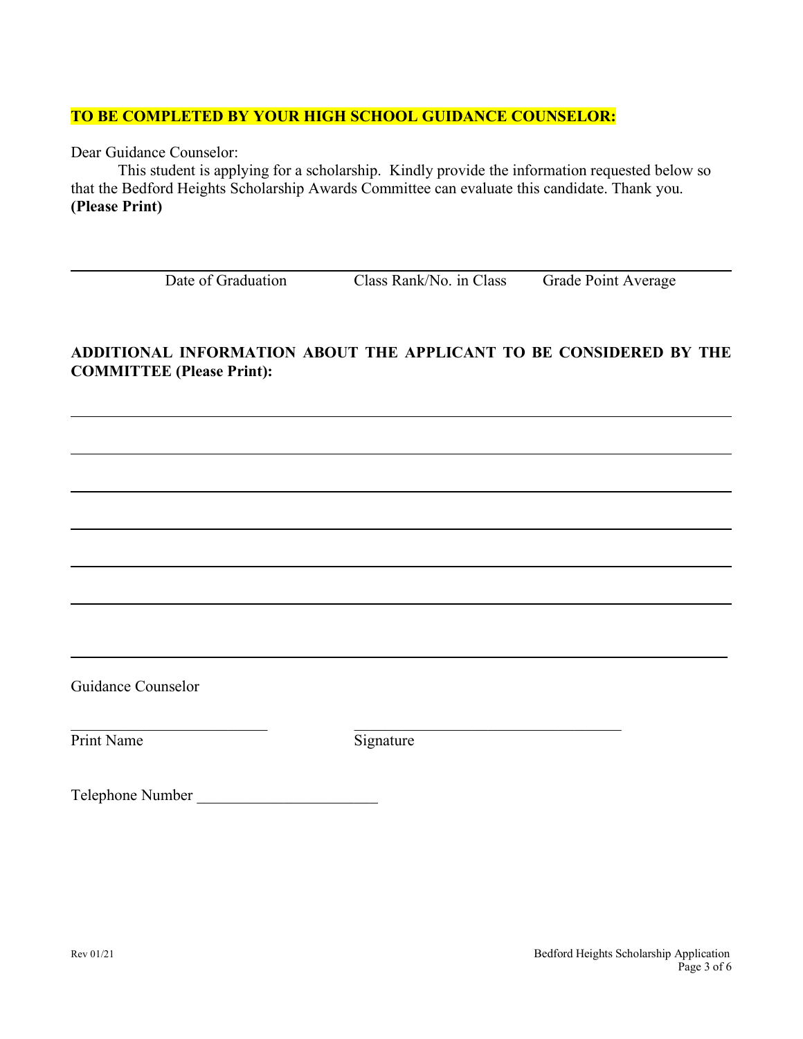**TO BE COMPLETED BY YOUR HIGH SCHOOL GUIDANCE COUNSELOR:**

Dear Guidance Counselor:

This student is applying for a scholarship. Kindly provide the information requested below so that the Bedford Heights Scholarship Awards Committee can evaluate this candidate. Thank you. **(Please Print)**

_______________________________________________________________________________

Date of Graduation          Class Rank/No. in Class          Grade Point Average

**ADDITIONAL INFORMATION ABOUT THE APPLICANT TO BE CONSIDERED BY THE COMMITTEE (Please Print):**

_______________________________________________________________________________

_______________________________________________________________________________

_______________________________________________________________________________

_______________________________________________________________________________

_______________________________________________________________________________

_______________________________________________________________________________

_______________________________________________________________________________

Guidance Counselor

_________________________          ___________________________________

Print Name          Signature

Telephone Number _______________________

Rev 01/21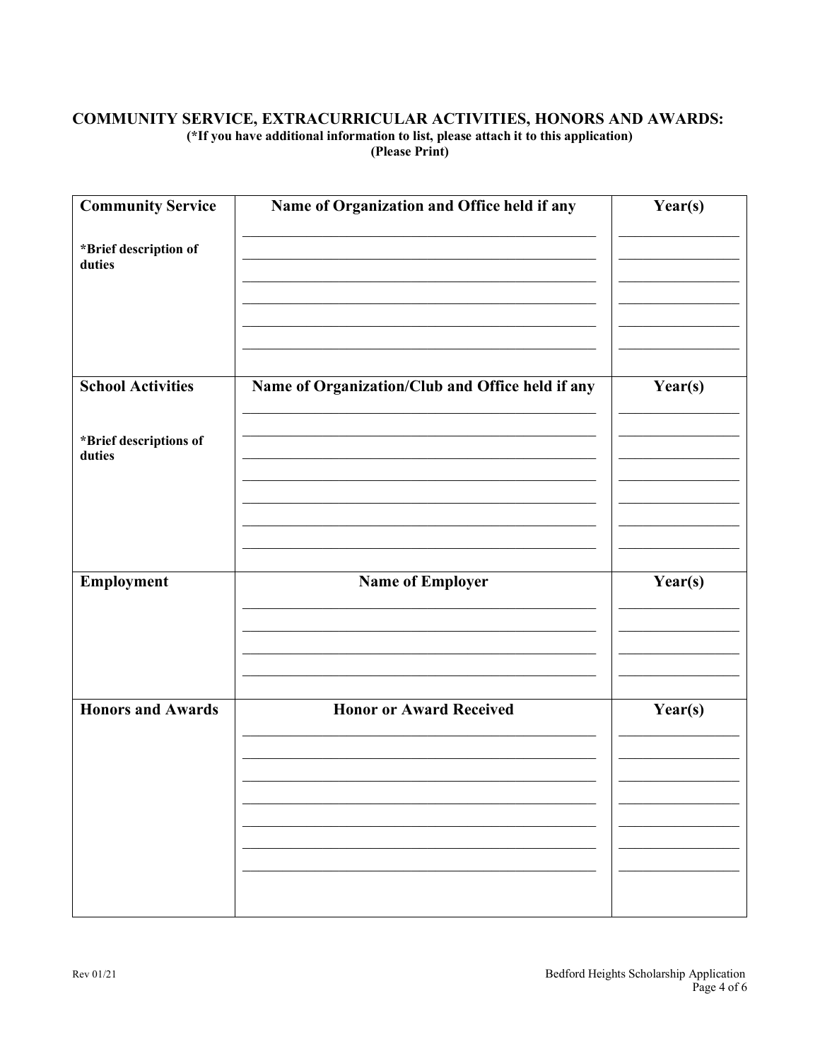## COMMUNITY SERVICE, EXTRACURRICULAR ACTIVITIES, HONORS AND AWARDS:

**(*If you have additional information to list, please attach it to this application)**
**(Please Print)**

| **Community Service**<br><br>***Brief description of duties** | **Name of Organization and Office held if any** | **Year(s)** |
|---|---|---|
| | \_\_\_\_\_\_\_\_\_\_\_\_\_\_\_\_\_\_\_\_\_\_\_\_\_\_\_\_\_\_ | \_\_\_\_\_\_\_\_\_\_ |
| | \_\_\_\_\_\_\_\_\_\_\_\_\_\_\_\_\_\_\_\_\_\_\_\_\_\_\_\_\_\_ | \_\_\_\_\_\_\_\_\_\_ |
| | \_\_\_\_\_\_\_\_\_\_\_\_\_\_\_\_\_\_\_\_\_\_\_\_\_\_\_\_\_\_ | \_\_\_\_\_\_\_\_\_\_ |
| | \_\_\_\_\_\_\_\_\_\_\_\_\_\_\_\_\_\_\_\_\_\_\_\_\_\_\_\_\_\_ | \_\_\_\_\_\_\_\_\_\_ |
| | \_\_\_\_\_\_\_\_\_\_\_\_\_\_\_\_\_\_\_\_\_\_\_\_\_\_\_\_\_\_ | \_\_\_\_\_\_\_\_\_\_ |
| | \_\_\_\_\_\_\_\_\_\_\_\_\_\_\_\_\_\_\_\_\_\_\_\_\_\_\_\_\_\_ | \_\_\_\_\_\_\_\_\_\_ |
| **School Activities**<br><br>***Brief descriptions of duties** | **Name of Organization/Club and Office held if any** | **Year(s)** |
| | \_\_\_\_\_\_\_\_\_\_\_\_\_\_\_\_\_\_\_\_\_\_\_\_\_\_\_\_\_\_ | \_\_\_\_\_\_\_\_\_\_ |
| | \_\_\_\_\_\_\_\_\_\_\_\_\_\_\_\_\_\_\_\_\_\_\_\_\_\_\_\_\_\_ | \_\_\_\_\_\_\_\_\_\_ |
| | \_\_\_\_\_\_\_\_\_\_\_\_\_\_\_\_\_\_\_\_\_\_\_\_\_\_\_\_\_\_ | \_\_\_\_\_\_\_\_\_\_ |
| | \_\_\_\_\_\_\_\_\_\_\_\_\_\_\_\_\_\_\_\_\_\_\_\_\_\_\_\_\_\_ | \_\_\_\_\_\_\_\_\_\_ |
| | \_\_\_\_\_\_\_\_\_\_\_\_\_\_\_\_\_\_\_\_\_\_\_\_\_\_\_\_\_\_ | \_\_\_\_\_\_\_\_\_\_ |
| | \_\_\_\_\_\_\_\_\_\_\_\_\_\_\_\_\_\_\_\_\_\_\_\_\_\_\_\_\_\_ | \_\_\_\_\_\_\_\_\_\_ |
| | \_\_\_\_\_\_\_\_\_\_\_\_\_\_\_\_\_\_\_\_\_\_\_\_\_\_\_\_\_\_ | \_\_\_\_\_\_\_\_\_\_ |
| **Employment** | **Name of Employer** | **Year(s)** |
| | \_\_\_\_\_\_\_\_\_\_\_\_\_\_\_\_\_\_\_\_\_\_\_\_\_\_\_\_\_\_ | \_\_\_\_\_\_\_\_\_\_ |
| | \_\_\_\_\_\_\_\_\_\_\_\_\_\_\_\_\_\_\_\_\_\_\_\_\_\_\_\_\_\_ | \_\_\_\_\_\_\_\_\_\_ |
| | \_\_\_\_\_\_\_\_\_\_\_\_\_\_\_\_\_\_\_\_\_\_\_\_\_\_\_\_\_\_ | \_\_\_\_\_\_\_\_\_\_ |
| | \_\_\_\_\_\_\_\_\_\_\_\_\_\_\_\_\_\_\_\_\_\_\_\_\_\_\_\_\_\_ | \_\_\_\_\_\_\_\_\_\_ |
| **Honors and Awards** | **Honor or Award Received** | **Year(s)** |
| | \_\_\_\_\_\_\_\_\_\_\_\_\_\_\_\_\_\_\_\_\_\_\_\_\_\_\_\_\_\_ | \_\_\_\_\_\_\_\_\_\_ |
| | \_\_\_\_\_\_\_\_\_\_\_\_\_\_\_\_\_\_\_\_\_\_\_\_\_\_\_\_\_\_ | \_\_\_\_\_\_\_\_\_\_ |
| | \_\_\_\_\_\_\_\_\_\_\_\_\_\_\_\_\_\_\_\_\_\_\_\_\_\_\_\_\_\_ | \_\_\_\_\_\_\_\_\_\_ |
| | \_\_\_\_\_\_\_\_\_\_\_\_\_\_\_\_\_\_\_\_\_\_\_\_\_\_\_\_\_\_ | \_\_\_\_\_\_\_\_\_\_ |
| | \_\_\_\_\_\_\_\_\_\_\_\_\_\_\_\_\_\_\_\_\_\_\_\_\_\_\_\_\_\_ | \_\_\_\_\_\_\_\_\_\_ |
| | \_\_\_\_\_\_\_\_\_\_\_\_\_\_\_\_\_\_\_\_\_\_\_\_\_\_\_\_\_\_ | \_\_\_\_\_\_\_\_\_\_ |
| | \_\_\_\_\_\_\_\_\_\_\_\_\_\_\_\_\_\_\_\_\_\_\_\_\_\_\_\_\_\_ | \_\_\_\_\_\_\_\_\_\_ |

Rev 01/21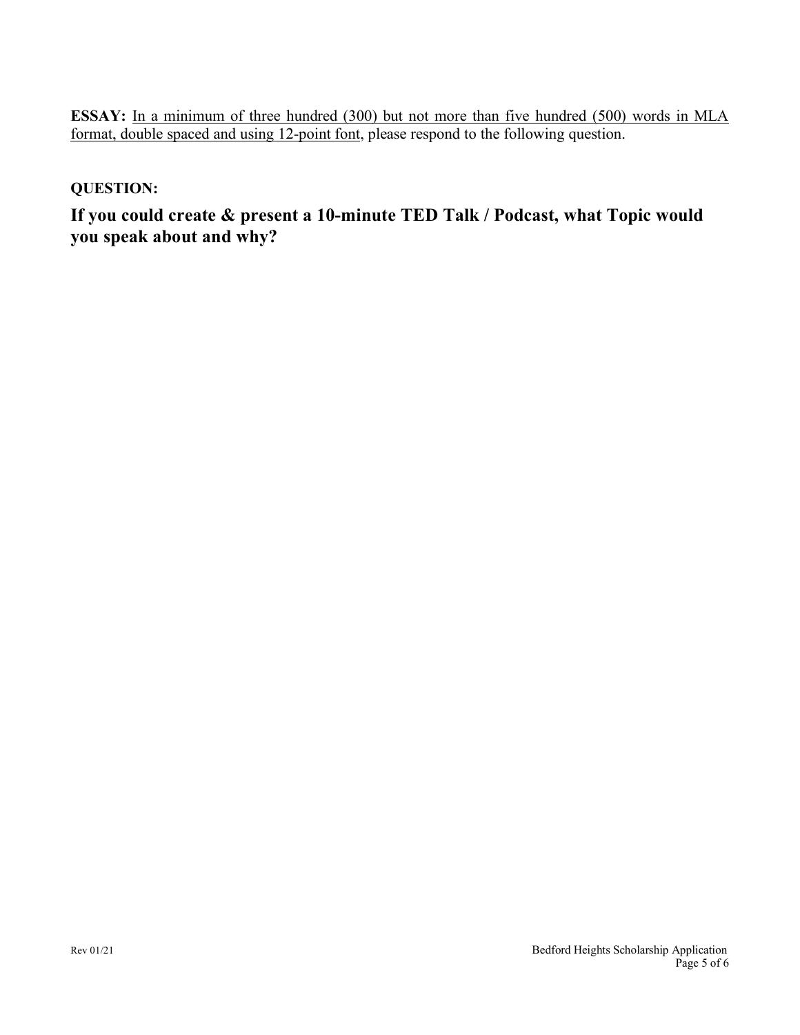**ESSAY:** In a minimum of three hundred (300) but not more than five hundred (500) words in MLA format, double spaced and using 12-point font, please respond to the following question.

**QUESTION:**

## If you could create & present a 10-minute TED Talk / Podcast, what Topic would you speak about and why?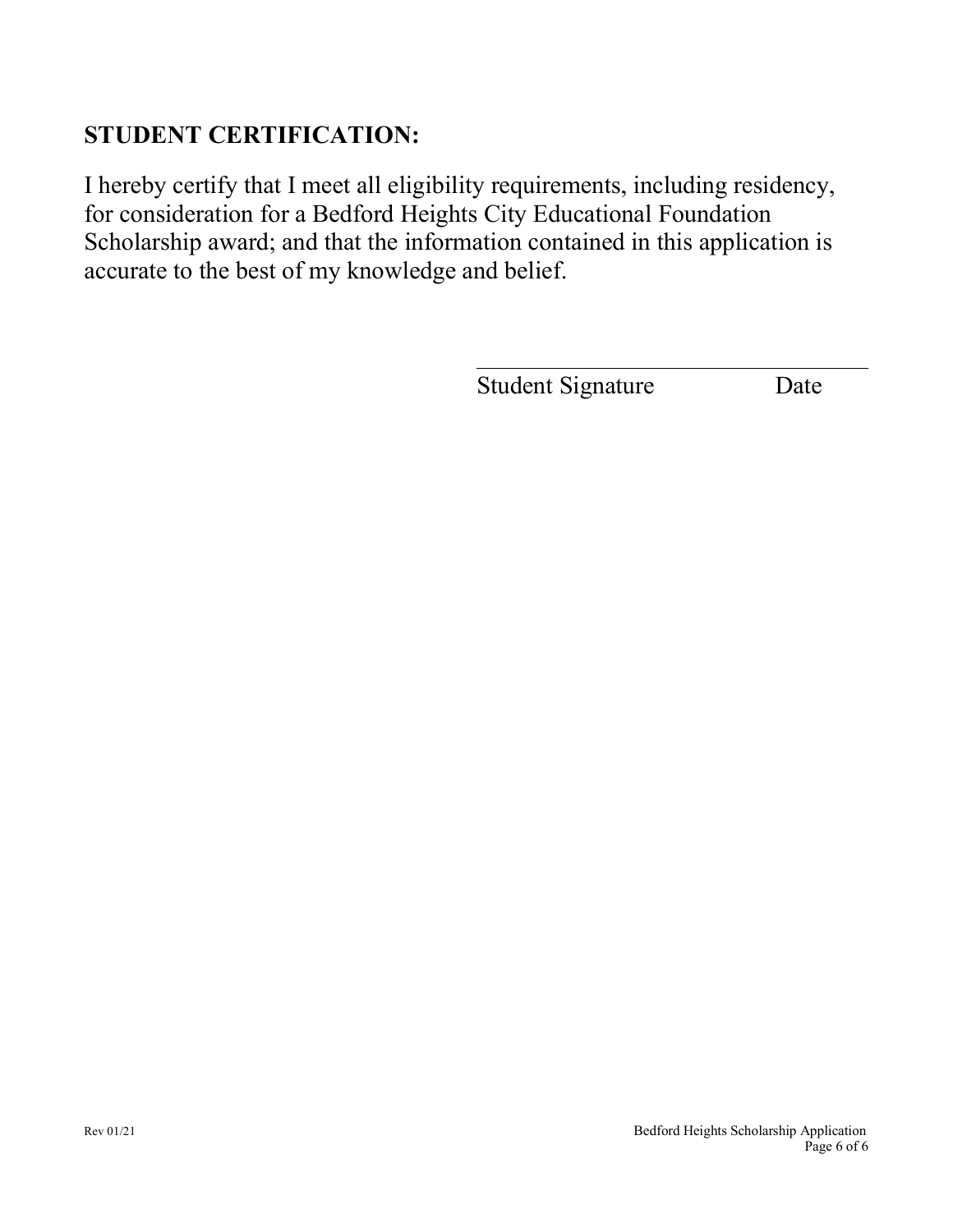**STUDENT CERTIFICATION:**

I hereby certify that I meet all eligibility requirements, including residency, for consideration for a Bedford Heights City Educational Foundation Scholarship award; and that the information contained in this application is accurate to the best of my knowledge and belief.

\_\_\_\_\_\_\_\_\_\_\_\_\_\_\_\_\_\_\_\_\_\_\_\_\_\_\_\_\_\_\_\_\_\_\_\_

Student Signature Date